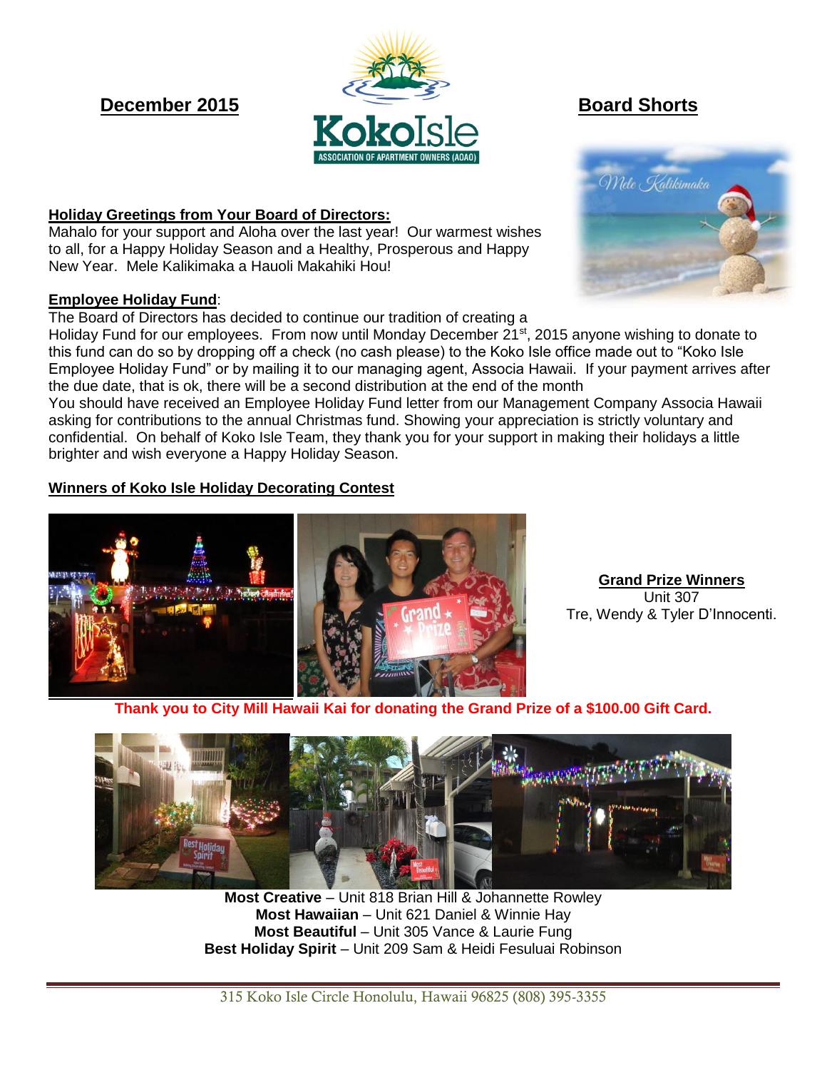**December 2015** **Board Shorts**

KokoIsle
ASSOCIATION OF APARTMENT OWNERS (AOAO)

**Holiday Greetings from Your Board of Directors:**
Mahalo for your support and Aloha over the last year! Our warmest wishes to all, for a Happy Holiday Season and a Healthy, Prosperous and Happy New Year. Mele Kalikimaka a Hauoli Makahiki Hou!

**Employee Holiday Fund**:
The Board of Directors has decided to continue our tradition of creating a Holiday Fund for our employees. From now until Monday December 21st, 2015 anyone wishing to donate to this fund can do so by dropping off a check (no cash please) to the Koko Isle office made out to "Koko Isle Employee Holiday Fund" or by mailing it to our managing agent, Associa Hawaii. If your payment arrives after the due date, that is ok, there will be a second distribution at the end of the month
You should have received an Employee Holiday Fund letter from our Management Company Associa Hawaii asking for contributions to the annual Christmas fund. Showing your appreciation is strictly voluntary and confidential. On behalf of Koko Isle Team, they thank you for your support in making their holidays a little brighter and wish everyone a Happy Holiday Season.

**Winners of Koko Isle Holiday Decorating Contest**

**Grand Prize Winners**
Unit 307
Tre, Wendy & Tyler D'Innocenti.

**Thank you to City Mill Hawaii Kai for donating the Grand Prize of a $100.00 Gift Card.**

**Most Creative** – Unit 818 Brian Hill & Johannette Rowley
**Most Hawaiian** – Unit 621 Daniel & Winnie Hay
**Most Beautiful** – Unit 305 Vance & Laurie Fung
**Best Holiday Spirit** – Unit 209 Sam & Heidi Fesuluai Robinson

315 Koko Isle Circle Honolulu, Hawaii 96825 (808) 395-3355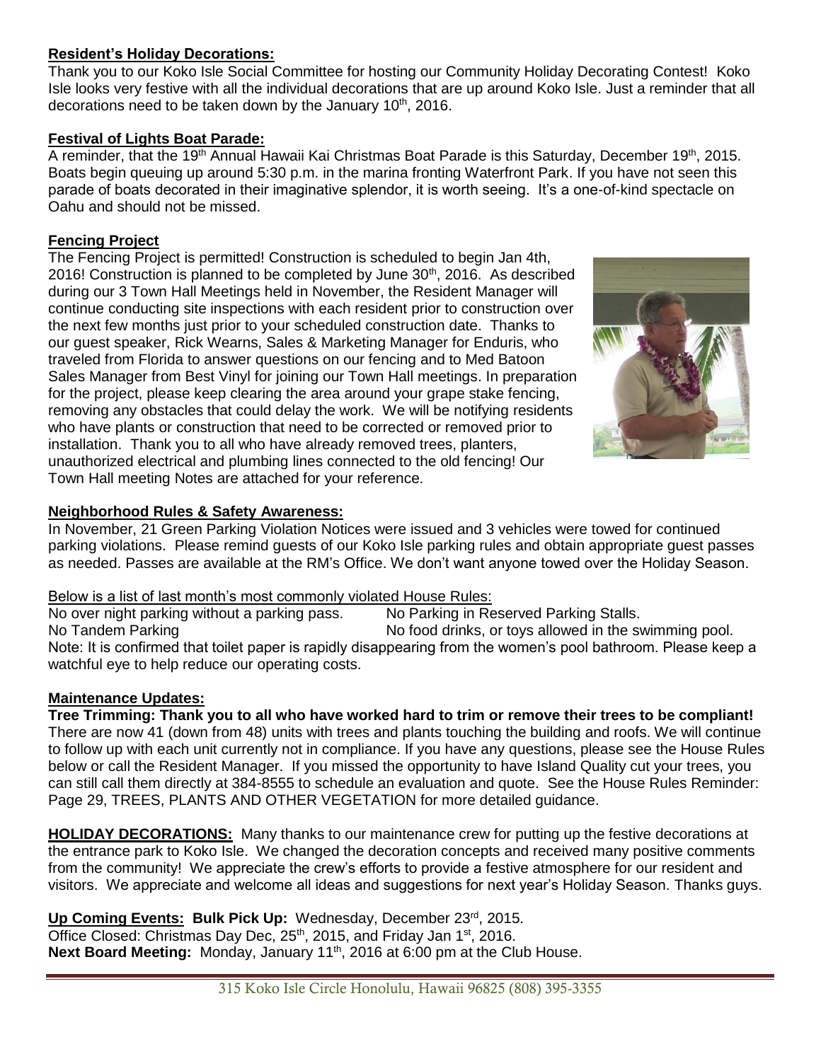**Resident's Holiday Decorations:**

Thank you to our Koko Isle Social Committee for hosting our Community Holiday Decorating Contest! Koko Isle looks very festive with all the individual decorations that are up around Koko Isle. Just a reminder that all decorations need to be taken down by the January 10th, 2016.

**Festival of Lights Boat Parade:**

A reminder, that the 19th Annual Hawaii Kai Christmas Boat Parade is this Saturday, December 19th, 2015. Boats begin queuing up around 5:30 p.m. in the marina fronting Waterfront Park. If you have not seen this parade of boats decorated in their imaginative splendor, it is worth seeing. It's a one-of-kind spectacle on Oahu and should not be missed.

**Fencing Project**

The Fencing Project is permitted! Construction is scheduled to begin Jan 4th, 2016! Construction is planned to be completed by June 30th, 2016. As described during our 3 Town Hall Meetings held in November, the Resident Manager will continue conducting site inspections with each resident prior to construction over the next few months just prior to your scheduled construction date. Thanks to our guest speaker, Rick Wearns, Sales & Marketing Manager for Enduris, who traveled from Florida to answer questions on our fencing and to Med Batoon Sales Manager from Best Vinyl for joining our Town Hall meetings. In preparation for the project, please keep clearing the area around your grape stake fencing, removing any obstacles that could delay the work. We will be notifying residents who have plants or construction that need to be corrected or removed prior to installation. Thank you to all who have already removed trees, planters, unauthorized electrical and plumbing lines connected to the old fencing! Our Town Hall meeting Notes are attached for your reference.

**Neighborhood Rules & Safety Awareness:**

In November, 21 Green Parking Violation Notices were issued and 3 vehicles were towed for continued parking violations. Please remind guests of our Koko Isle parking rules and obtain appropriate guest passes as needed. Passes are available at the RM's Office. We don't want anyone towed over the Holiday Season.

Below is a list of last month's most commonly violated House Rules:

| | |
|---|---|
| No over night parking without a parking pass. | No Parking in Reserved Parking Stalls. |
| No Tandem Parking | No food drinks, or toys allowed in the swimming pool. |

Note: It is confirmed that toilet paper is rapidly disappearing from the women's pool bathroom. Please keep a watchful eye to help reduce our operating costs.

**Maintenance Updates:**

**Tree Trimming: Thank you to all who have worked hard to trim or remove their trees to be compliant!** There are now 41 (down from 48) units with trees and plants touching the building and roofs. We will continue to follow up with each unit currently not in compliance. If you have any questions, please see the House Rules below or call the Resident Manager. If you missed the opportunity to have Island Quality cut your trees, you can still call them directly at 384-8555 to schedule an evaluation and quote. See the House Rules Reminder: Page 29, TREES, PLANTS AND OTHER VEGETATION for more detailed guidance.

**HOLIDAY DECORATIONS:** Many thanks to our maintenance crew for putting up the festive decorations at the entrance park to Koko Isle. We changed the decoration concepts and received many positive comments from the community! We appreciate the crew's efforts to provide a festive atmosphere for our resident and visitors. We appreciate and welcome all ideas and suggestions for next year's Holiday Season. Thanks guys.

**Up Coming Events: Bulk Pick Up:** Wednesday, December 23rd, 2015.
Office Closed: Christmas Day Dec, 25th, 2015, and Friday Jan 1st, 2016.
**Next Board Meeting:** Monday, January 11th, 2016 at 6:00 pm at the Club House.

315 Koko Isle Circle Honolulu, Hawaii 96825 (808) 395-3355